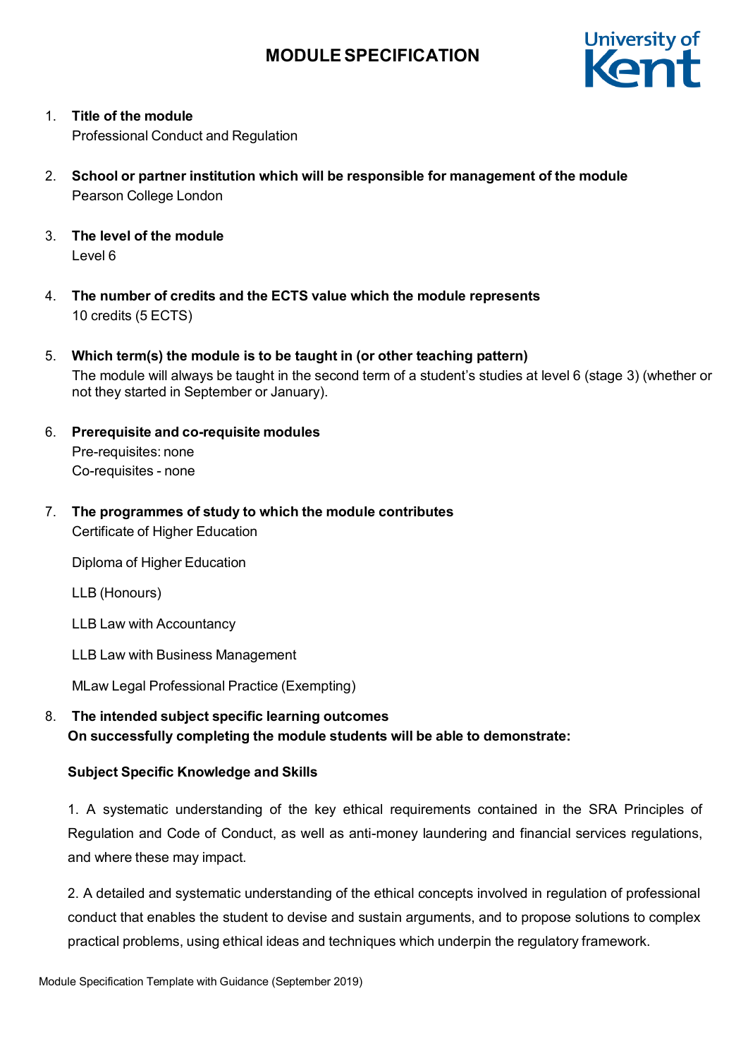# MODULE SPECIFICATION

1. **Title of the module**
   Professional Conduct and Regulation

2. **School or partner institution which will be responsible for management of the module**
   Pearson College London

3. **The level of the module**
   Level 6

4. **The number of credits and the ECTS value which the module represents**
   10 credits (5 ECTS)

5. **Which term(s) the module is to be taught in (or other teaching pattern)**
   The module will always be taught in the second term of a student's studies at level 6 (stage 3) (whether or not they started in September or January).

6. **Prerequisite and co-requisite modules**
   Pre-requisites: none
   Co-requisites - none

7. **The programmes of study to which the module contributes**
   Certificate of Higher Education

   Diploma of Higher Education

   LLB (Honours)

   LLB Law with Accountancy

   LLB Law with Business Management

   MLaw Legal Professional Practice (Exempting)

8. **The intended subject specific learning outcomes**
   **On successfully completing the module students will be able to demonstrate:**

   **Subject Specific Knowledge and Skills**

   1. A systematic understanding of the key ethical requirements contained in the SRA Principles of Regulation and Code of Conduct, as well as anti-money laundering and financial services regulations, and where these may impact.

   2. A detailed and systematic understanding of the ethical concepts involved in regulation of professional conduct that enables the student to devise and sustain arguments, and to propose solutions to complex practical problems, using ethical ideas and techniques which underpin the regulatory framework.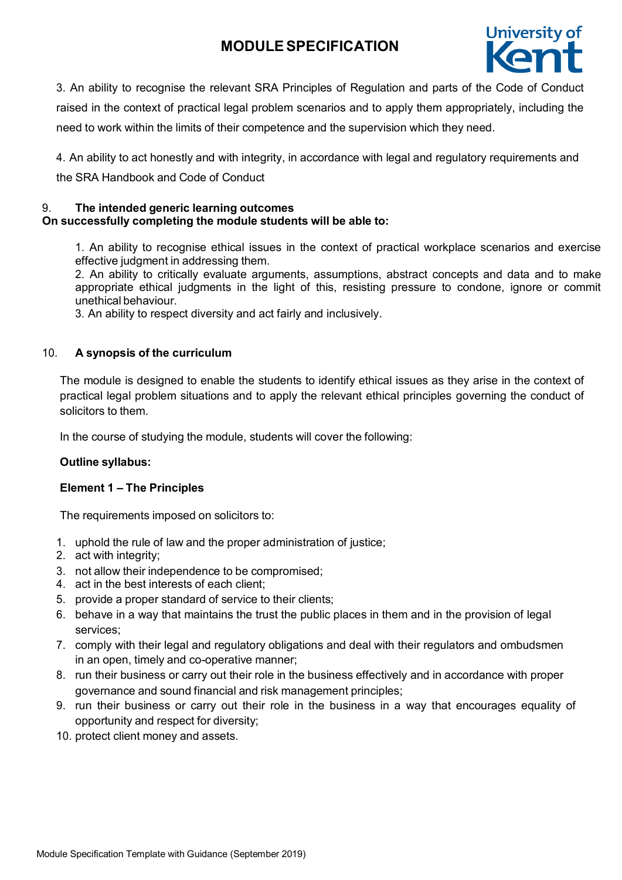3. An ability to recognise the relevant SRA Principles of Regulation and parts of the Code of Conduct raised in the context of practical legal problem scenarios and to apply them appropriately, including the need to work within the limits of their competence and the supervision which they need.

4. An ability to act honestly and with integrity, in accordance with legal and regulatory requirements and the SRA Handbook and Code of Conduct

9. **The intended generic learning outcomes**
**On successfully completing the module students will be able to:**

1. An ability to recognise ethical issues in the context of practical workplace scenarios and exercise effective judgment in addressing them.
2. An ability to critically evaluate arguments, assumptions, abstract concepts and data and to make appropriate ethical judgments in the light of this, resisting pressure to condone, ignore or commit unethical behaviour.
3. An ability to respect diversity and act fairly and inclusively.

10. **A synopsis of the curriculum**

The module is designed to enable the students to identify ethical issues as they arise in the context of practical legal problem situations and to apply the relevant ethical principles governing the conduct of solicitors to them.

In the course of studying the module, students will cover the following:

**Outline syllabus:**

**Element 1 – The Principles**

The requirements imposed on solicitors to:

1. uphold the rule of law and the proper administration of justice;
2. act with integrity;
3. not allow their independence to be compromised;
4. act in the best interests of each client;
5. provide a proper standard of service to their clients;
6. behave in a way that maintains the trust the public places in them and in the provision of legal services;
7. comply with their legal and regulatory obligations and deal with their regulators and ombudsmen in an open, timely and co-operative manner;
8. run their business or carry out their role in the business effectively and in accordance with proper governance and sound financial and risk management principles;
9. run their business or carry out their role in the business in a way that encourages equality of opportunity and respect for diversity;
10. protect client money and assets.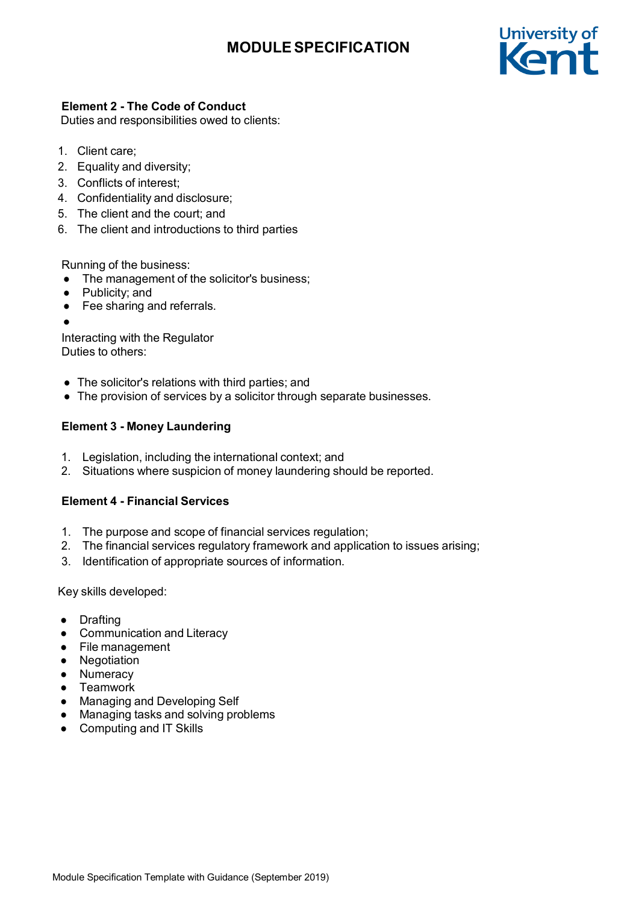**Element 2 - The Code of Conduct**

Duties and responsibilities owed to clients:

1. Client care;
2. Equality and diversity;
3. Conflicts of interest;
4. Confidentiality and disclosure;
5. The client and the court; and
6. The client and introductions to third parties

Running of the business:

- The management of the solicitor's business;
- Publicity; and
- Fee sharing and referrals.
-

Interacting with the Regulator

Duties to others:

- The solicitor's relations with third parties; and
- The provision of services by a solicitor through separate businesses.

**Element 3 - Money Laundering**

1. Legislation, including the international context; and
2. Situations where suspicion of money laundering should be reported.

**Element 4 - Financial Services**

1. The purpose and scope of financial services regulation;
2. The financial services regulatory framework and application to issues arising;
3. Identification of appropriate sources of information.

Key skills developed:

- Drafting
- Communication and Literacy
- File management
- Negotiation
- Numeracy
- Teamwork
- Managing and Developing Self
- Managing tasks and solving problems
- Computing and IT Skills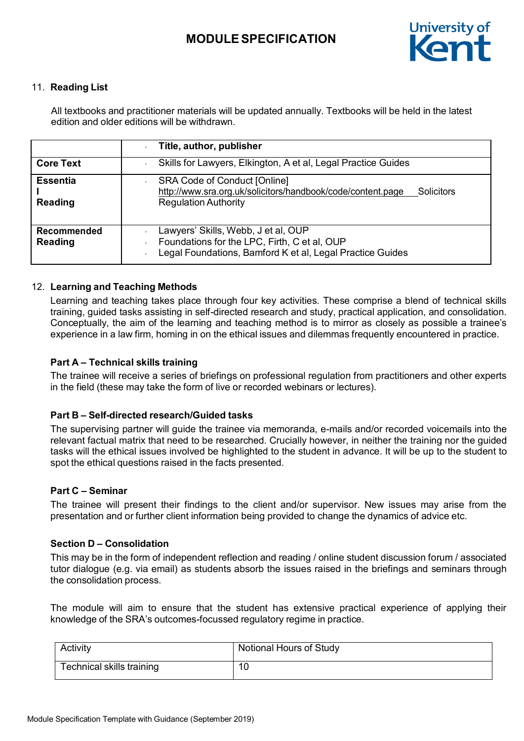11. **Reading List**

All textbooks and practitioner materials will be updated annually. Textbooks will be held in the latest edition and older editions will be withdrawn.

| | **Title, author, publisher** |
|---|---|
| **Core Text** | Skills for Lawyers, Elkington, A et al, Legal Practice Guides |
| **Essential Reading** | SRA Code of Conduct [Online] http://www.sra.org.uk/solicitors/handbook/code/content.page Solicitors Regulation Authority |
| **Recommended Reading** | Lawyers' Skills, Webb, J et al, OUP<br>Foundations for the LPC, Firth, C et al, OUP<br>Legal Foundations, Bamford K et al, Legal Practice Guides |

12. **Learning and Teaching Methods**

Learning and teaching takes place through four key activities. These comprise a blend of technical skills training, guided tasks assisting in self-directed research and study, practical application, and consolidation. Conceptually, the aim of the learning and teaching method is to mirror as closely as possible a trainee's experience in a law firm, homing in on the ethical issues and dilemmas frequently encountered in practice.

**Part A – Technical skills training**

The trainee will receive a series of briefings on professional regulation from practitioners and other experts in the field (these may take the form of live or recorded webinars or lectures).

**Part B – Self-directed research/Guided tasks**

The supervising partner will guide the trainee via memoranda, e-mails and/or recorded voicemails into the relevant factual matrix that need to be researched. Crucially however, in neither the training nor the guided tasks will the ethical issues involved be highlighted to the student in advance. It will be up to the student to spot the ethical questions raised in the facts presented.

**Part C – Seminar**

The trainee will present their findings to the client and/or supervisor. New issues may arise from the presentation and or further client information being provided to change the dynamics of advice etc.

**Section D – Consolidation**

This may be in the form of independent reflection and reading / online student discussion forum / associated tutor dialogue (e.g. via email) as students absorb the issues raised in the briefings and seminars through the consolidation process.

The module will aim to ensure that the student has extensive practical experience of applying their knowledge of the SRA's outcomes-focussed regulatory regime in practice.

| Activity | Notional Hours of Study |
|---|---|
| Technical skills training | 10 |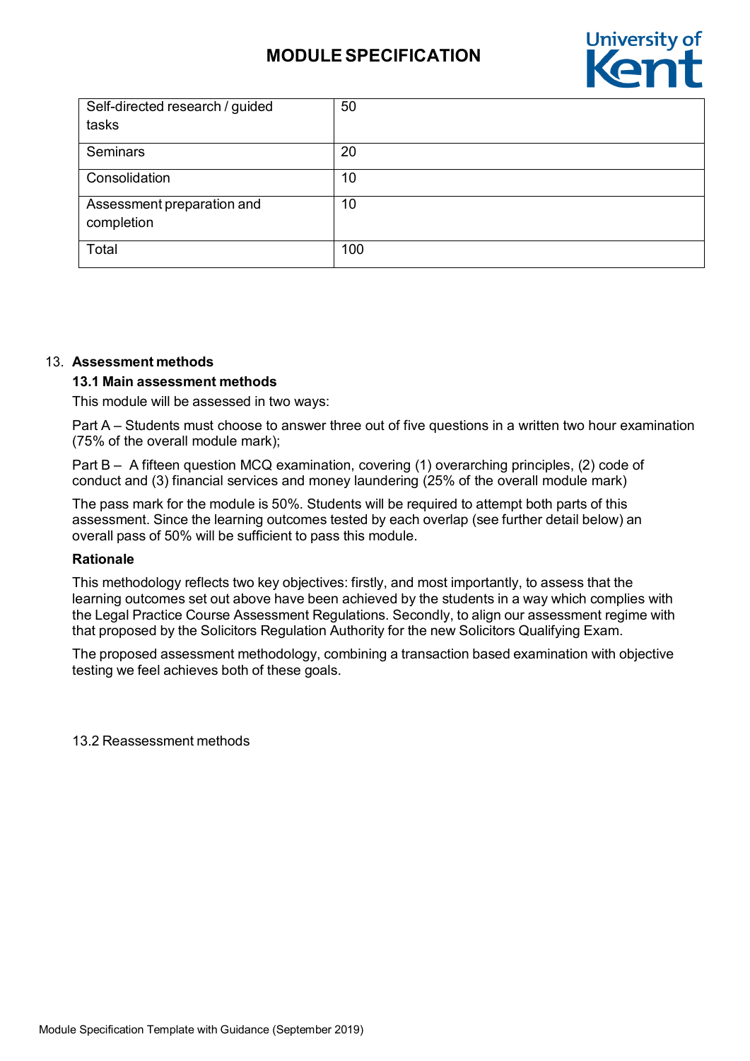| Self-directed research / guided tasks | 50 |
|---|---|
| Seminars | 20 |
| Consolidation | 10 |
| Assessment preparation and completion | 10 |
| Total | 100 |

13. **Assessment methods**

**13.1 Main assessment methods**

This module will be assessed in two ways:

Part A – Students must choose to answer three out of five questions in a written two hour examination (75% of the overall module mark);

Part B – A fifteen question MCQ examination, covering (1) overarching principles, (2) code of conduct and (3) financial services and money laundering (25% of the overall module mark)

The pass mark for the module is 50%. Students will be required to attempt both parts of this assessment. Since the learning outcomes tested by each overlap (see further detail below) an overall pass of 50% will be sufficient to pass this module.

**Rationale**

This methodology reflects two key objectives: firstly, and most importantly, to assess that the learning outcomes set out above have been achieved by the students in a way which complies with the Legal Practice Course Assessment Regulations. Secondly, to align our assessment regime with that proposed by the Solicitors Regulation Authority for the new Solicitors Qualifying Exam.

The proposed assessment methodology, combining a transaction based examination with objective testing we feel achieves both of these goals.

13.2 Reassessment methods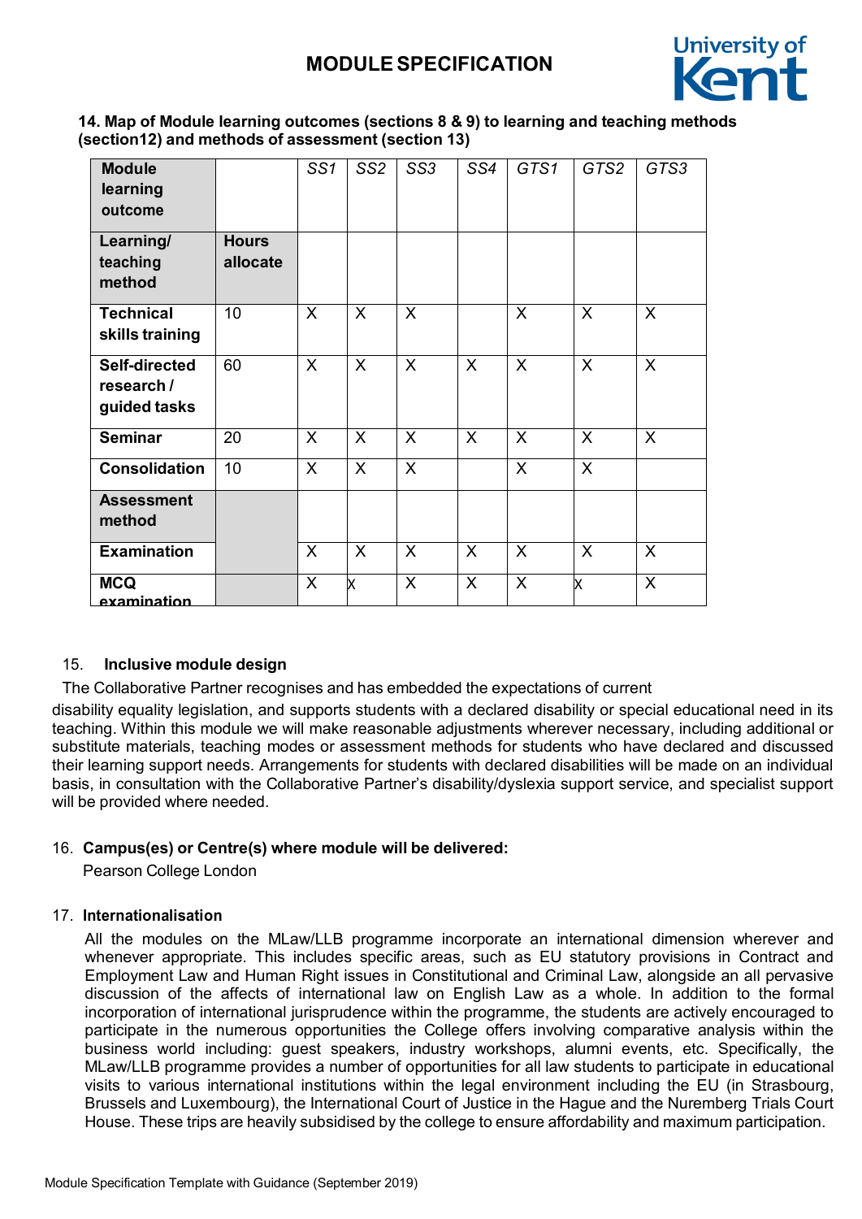**14. Map of Module learning outcomes (sections 8 & 9) to learning and teaching methods (section12) and methods of assessment (section 13)**

| **Module learning outcome** | | *SS1* | *SS2* | *SS3* | *SS4* | *GTS1* | *GTS2* | *GTS3* |
|---|---|---|---|---|---|---|---|---|
| **Learning/ teaching method** | **Hours allocate** | | | | | | | |
| **Technical skills training** | 10 | X | X | X | | X | X | X |
| **Self-directed research / guided tasks** | 60 | X | X | X | X | X | X | X |
| **Seminar** | 20 | X | X | X | X | X | X | X |
| **Consolidation** | 10 | X | X | X | | X | X | |
| **Assessment method** | | | | | | | | |
| **Examination** | | X | X | X | X | X | X | X |
| **MCQ examination** | | X | x | X | X | X | x | X |

15. **Inclusive module design**

The Collaborative Partner recognises and has embedded the expectations of current disability equality legislation, and supports students with a declared disability or special educational need in its teaching. Within this module we will make reasonable adjustments wherever necessary, including additional or substitute materials, teaching modes or assessment methods for students who have declared and discussed their learning support needs. Arrangements for students with declared disabilities will be made on an individual basis, in consultation with the Collaborative Partner's disability/dyslexia support service, and specialist support will be provided where needed.

16. **Campus(es) or Centre(s) where module will be delivered:**

Pearson College London

17. **Internationalisation**

All the modules on the MLaw/LLB programme incorporate an international dimension wherever and whenever appropriate. This includes specific areas, such as EU statutory provisions in Contract and Employment Law and Human Right issues in Constitutional and Criminal Law, alongside an all pervasive discussion of the affects of international law on English Law as a whole. In addition to the formal incorporation of international jurisprudence within the programme, the students are actively encouraged to participate in the numerous opportunities the College offers involving comparative analysis within the business world including: guest speakers, industry workshops, alumni events, etc. Specifically, the MLaw/LLB programme provides a number of opportunities for all law students to participate in educational visits to various international institutions within the legal environment including the EU (in Strasbourg, Brussels and Luxembourg), the International Court of Justice in the Hague and the Nuremberg Trials Court House. These trips are heavily subsidised by the college to ensure affordability and maximum participation.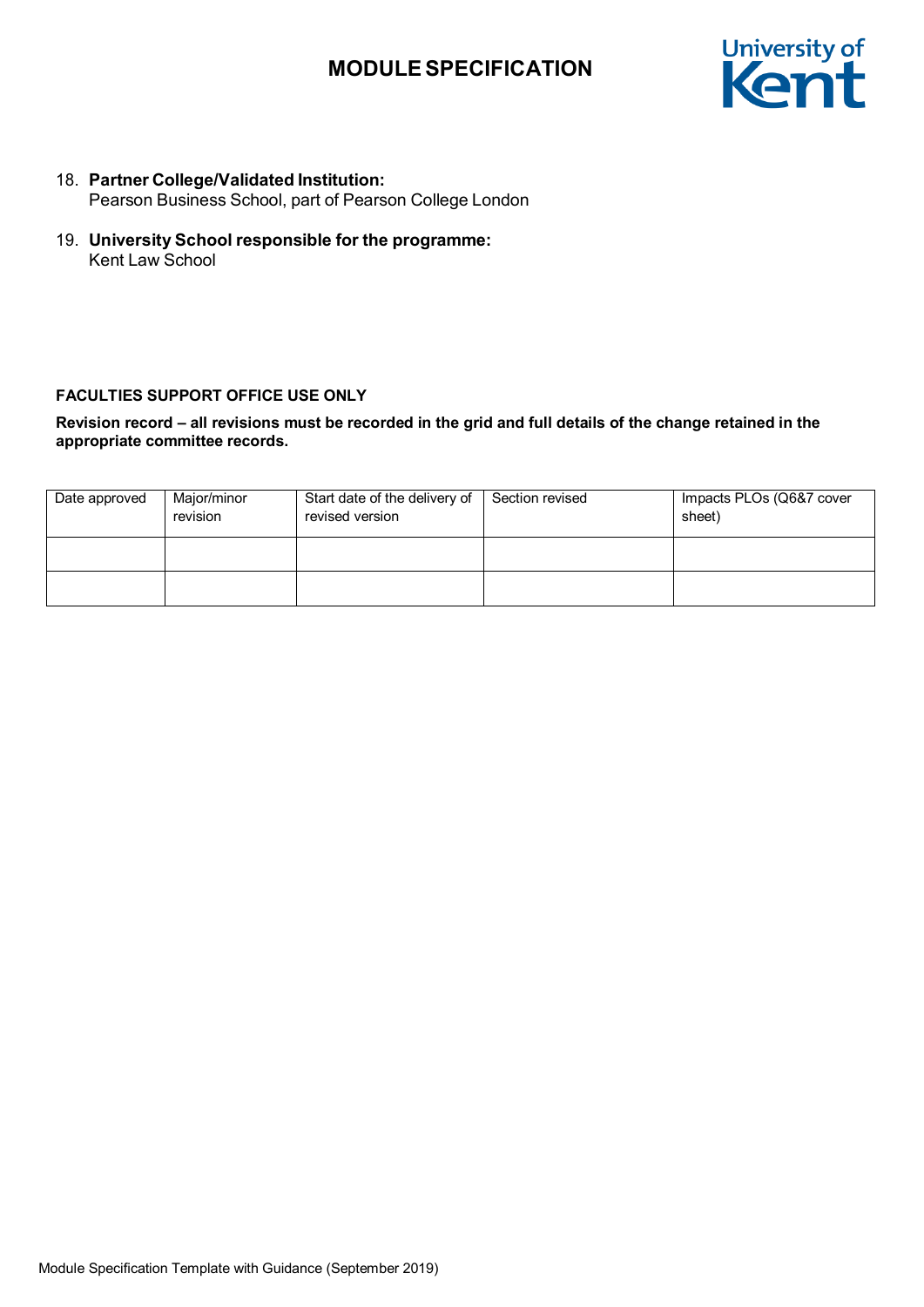18. **Partner College/Validated Institution:**
    Pearson Business School, part of Pearson College London

19. **University School responsible for the programme:**
    Kent Law School

**FACULTIES SUPPORT OFFICE USE ONLY**

**Revision record – all revisions must be recorded in the grid and full details of the change retained in the appropriate committee records.**

| Date approved | Major/minor revision | Start date of the delivery of revised version | Section revised | Impacts PLOs (Q6&7 cover sheet) |
|---|---|---|---|---|
| | | | | |
| | | | | |